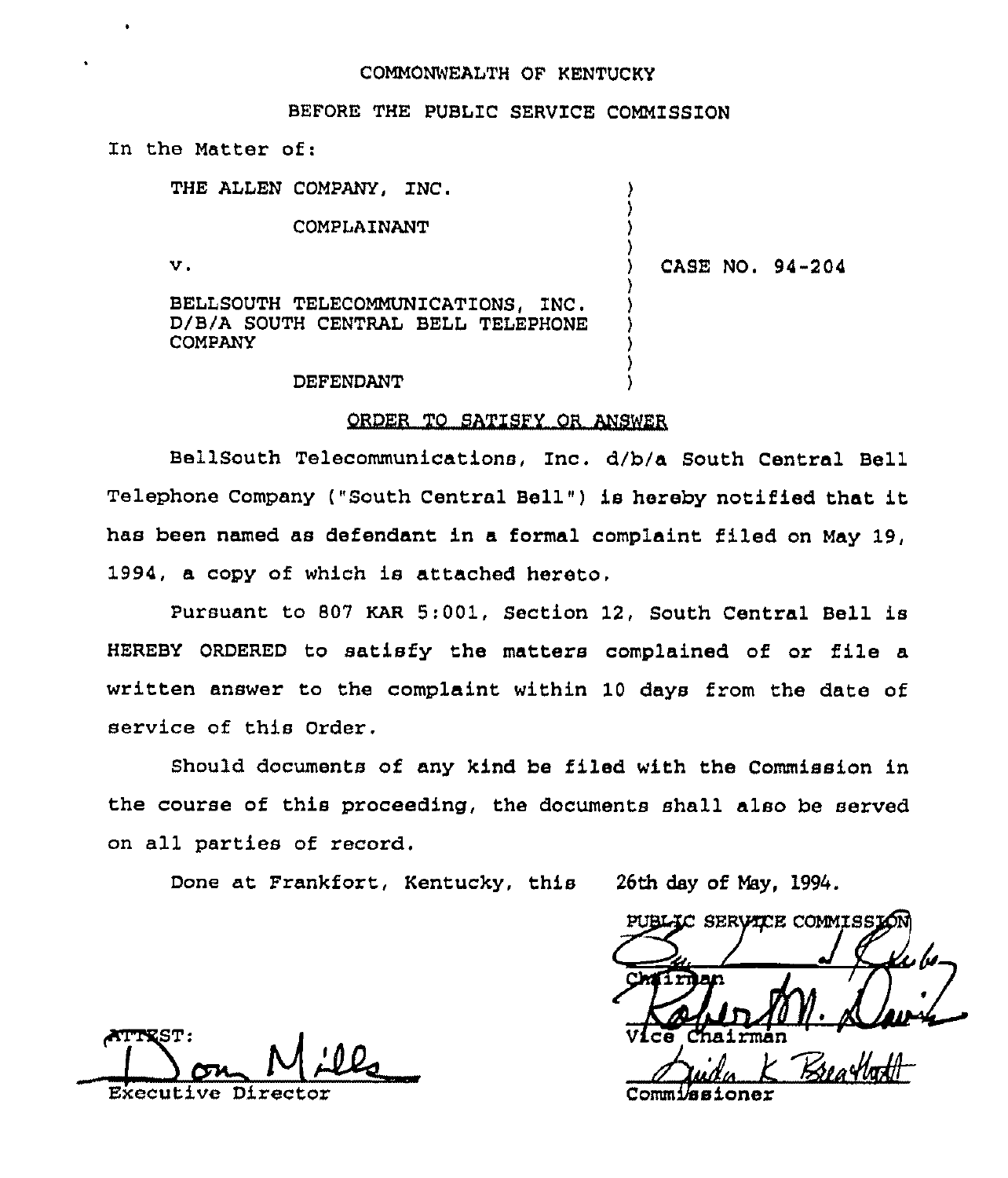COMMONWEALTH OF KENTUCKY

BEFORE THE PUBLIC SERVICE COMMISSION

In the Matter of:

THE ALLEN COMPANY, INC.

COMPLAINANT

v.

BELLSOUTH TELECOMMUNICATIONS, INC. D/B/A SOUTH CENTRAL BELL TELEPHONE COMPANY

DEFENDANT

CASE NO. 94-204

## ORDER TO SATISFY OR ANSWER

BellSouth Telecommunications, Inc. d/b/a South Central Bell Telephone Company ("South Central Bell") is hereby notified that it has been named as defendant in a formal complaint filed on May 19, 1994, a copy of which is attached hereto.

Pursuant to 807 KAR 5:001, Section 12, South Central Bell is HEREBY ORDERED to satisfy the matters complained of or file a written answer to the complaint within 10 days from the date of service of this Order.

Should documents of any kind be filed with the Commission in the course of this proceeding, the documents shall also be served on all parties of record.

Done at Frankfort, Kentucky, this 26th day of May, 1994.

PUBLIC SERVICE COMMISSION

Chairman

Vice Chairman

Commissioner

ATTEST:

Executive Director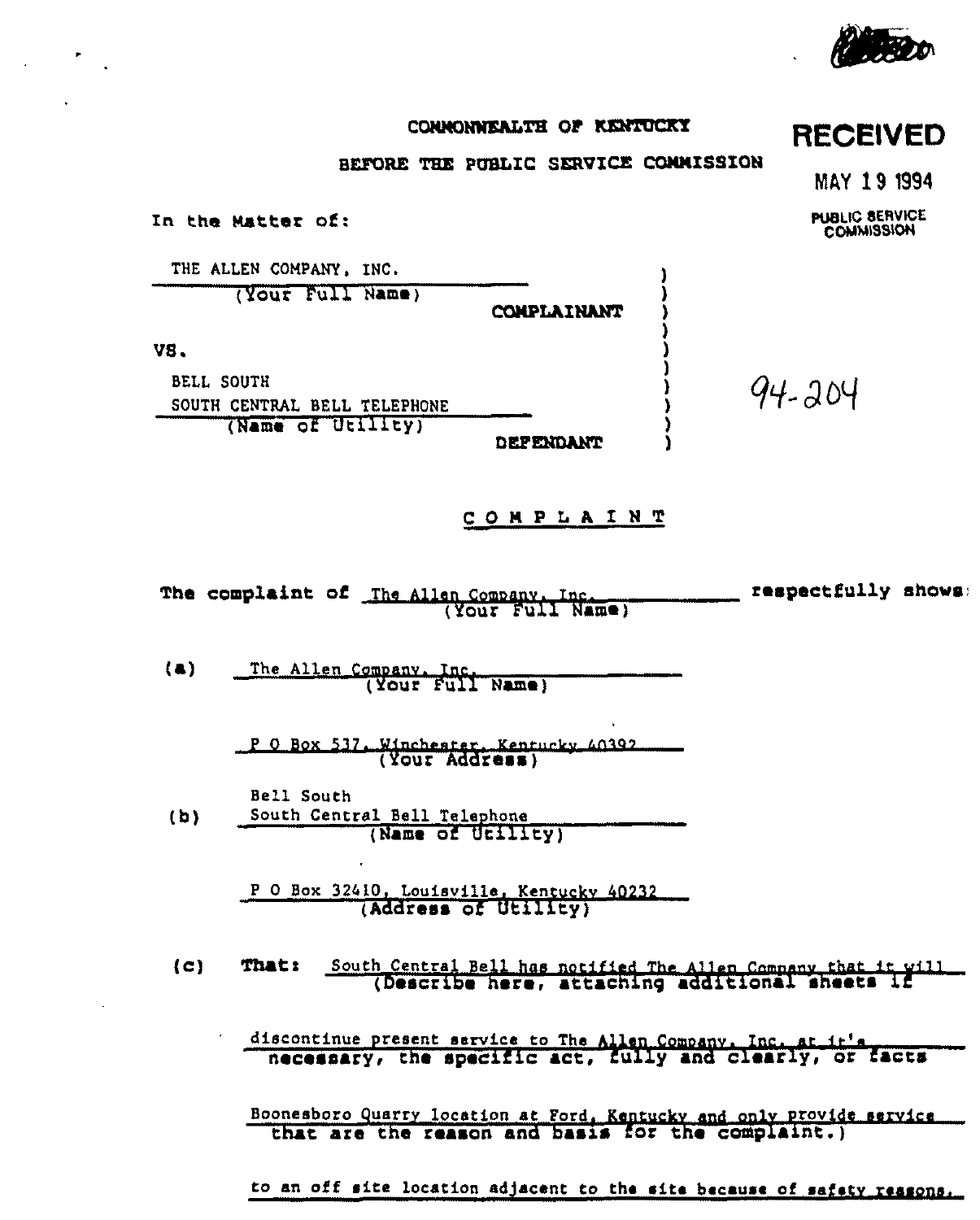COMMONWEALTH OF KENTUCKY

BEFORE THE PUBLIC SERVICE COMMISSION

**RECEIVED**

MAY 19 1994

PUBLIC SERVICE COMMISSION

In the Matter of:

| | | |
|---|---|---|
| THE ALLEN COMPANY, INC. (Your Full Name) | | ) |
| | COMPLAINANT | ) |
| VS. | | ) |
| BELL SOUTH SOUTH CENTRAL BELL TELEPHONE (Name of Utility) | | ) 94-204 |
| | DEFENDANT | ) |

## C O M P L A I N T

The complaint of The Allen Company, Inc. (Your Full Name) respectfully shows:

(a) The Allen Company, Inc.
(Your Full Name)

P O Box 537, Winchester, Kentucky 40392
(Your Address)

(b) Bell South
South Central Bell Telephone
(Name of Utility)

P O Box 32410, Louisville, Kentucky 40232
(Address of Utility)

(c) That: South Central Bell has notified The Allen Company that it will discontinue present service to The Allen Company, Inc. at it's Boonesboro Quarry location at Ford, Kentucky and only provide service to an off site location adjacent to the site because of safety reasons.
(Describe here, attaching additional sheets if necessary, the specific act, fully and clearly, or facts that are the reason and basis for the complaint.)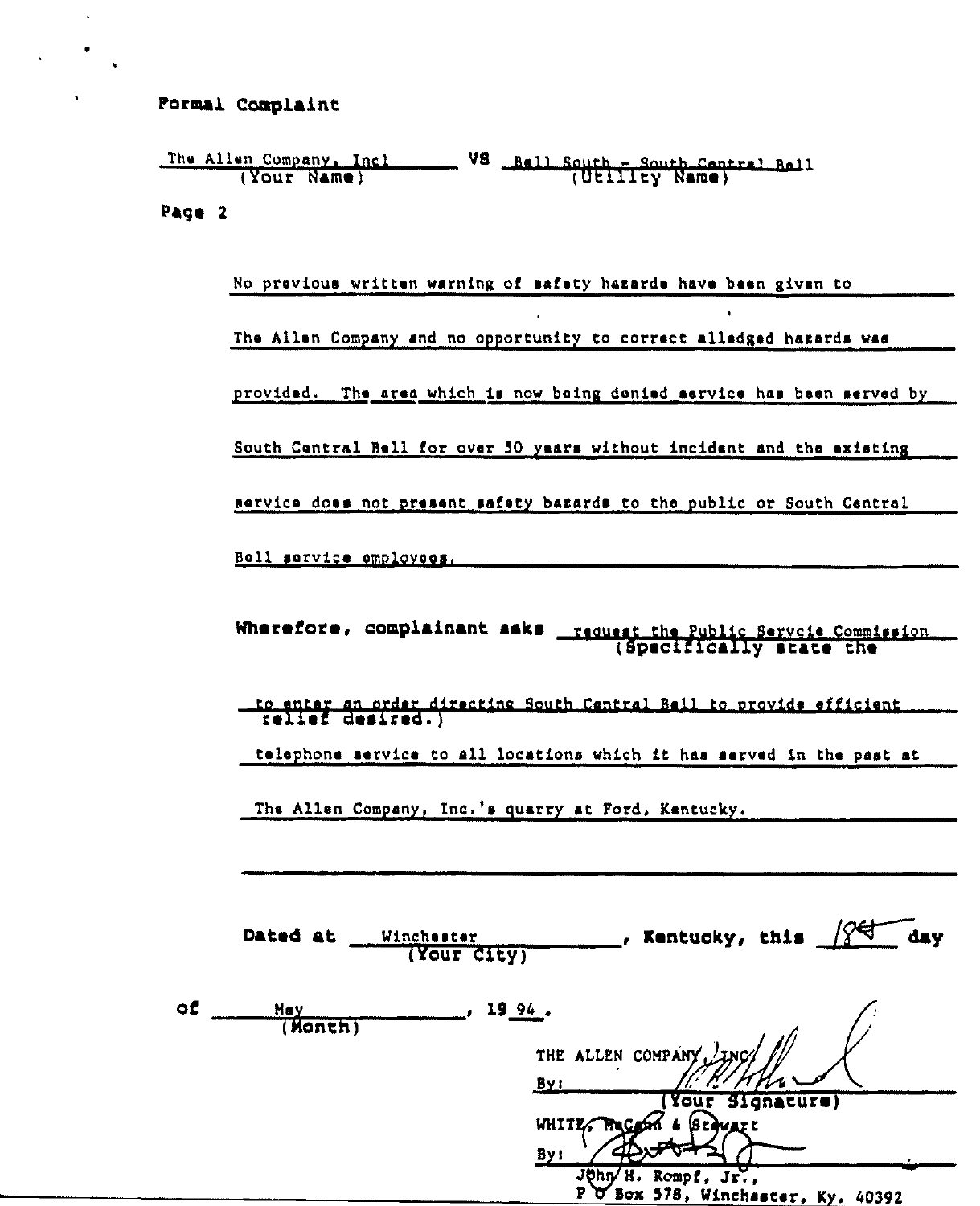Formal Complaint

The Allen Company, Inc. VS Bell South - South Central Bell
(Your Name) (Utility Name)

Page 2

No previous written warning of safety hazards have been given to The Allen Company and no opportunity to correct alledged hazards was provided. The area which is now being denied service has been served by South Central Bell for over 50 years without incident and the existing service does not present safety hazards to the public or South Central Bell service employees.

**Wherefore, complainant asks** request the Public Servcie Commission to enter an order directing South Central Bell to provide efficient telephone service to all locations which it has served in the past at The Allen Company, Inc.'s quarry at Ford, Kentucky.
(Specifically state the relief desired.)

**Dated at** Winchester, **Kentucky, this** 18th **day**
(Your City)

**of** May, 19 94.
(Month)

THE ALLEN COMPANY, INC.

By: [signature]
(Your Signature)

WHITE, McCann & Stewart

By: [signature]
John H. Rompf, Jr.,
P O Box 578, Winchester, Ky. 40392